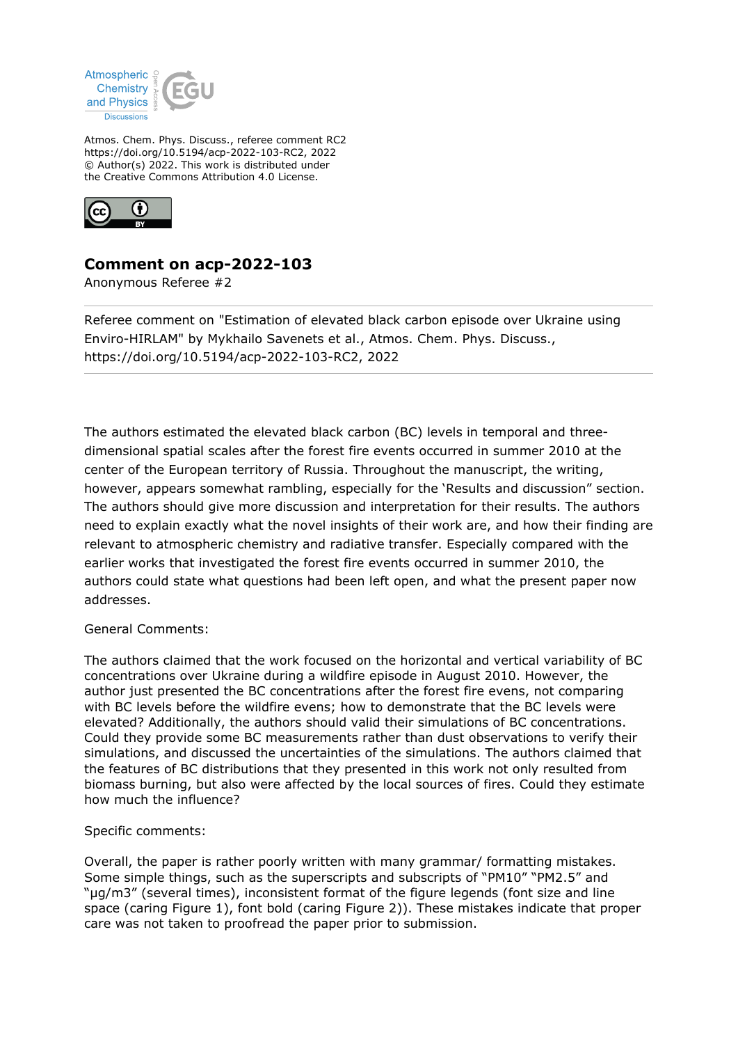Atmos. Chem. Phys. Discuss., referee comment RC2
https://doi.org/10.5194/acp-2022-103-RC2, 2022
© Author(s) 2022. This work is distributed under
the Creative Commons Attribution 4.0 License.

# Comment on acp-2022-103

Anonymous Referee #2

---

Referee comment on "Estimation of elevated black carbon episode over Ukraine using Enviro-HIRLAM" by Mykhailo Savenets et al., Atmos. Chem. Phys. Discuss., https://doi.org/10.5194/acp-2022-103-RC2, 2022

---

The authors estimated the elevated black carbon (BC) levels in temporal and three-dimensional spatial scales after the forest fire events occurred in summer 2010 at the center of the European territory of Russia. Throughout the manuscript, the writing, however, appears somewhat rambling, especially for the 'Results and discussion" section. The authors should give more discussion and interpretation for their results. The authors need to explain exactly what the novel insights of their work are, and how their finding are relevant to atmospheric chemistry and radiative transfer. Especially compared with the earlier works that investigated the forest fire events occurred in summer 2010, the authors could state what questions had been left open, and what the present paper now addresses.

General Comments:

The authors claimed that the work focused on the horizontal and vertical variability of BC concentrations over Ukraine during a wildfire episode in August 2010. However, the author just presented the BC concentrations after the forest fire evens, not comparing with BC levels before the wildfire evens; how to demonstrate that the BC levels were elevated? Additionally, the authors should valid their simulations of BC concentrations. Could they provide some BC measurements rather than dust observations to verify their simulations, and discussed the uncertainties of the simulations. The authors claimed that the features of BC distributions that they presented in this work not only resulted from biomass burning, but also were affected by the local sources of fires. Could they estimate how much the influence?

Specific comments:

Overall, the paper is rather poorly written with many grammar/ formatting mistakes. Some simple things, such as the superscripts and subscripts of "PM10" "PM2.5" and "μg/m3" (several times), inconsistent format of the figure legends (font size and line space (caring Figure 1), font bold (caring Figure 2)). These mistakes indicate that proper care was not taken to proofread the paper prior to submission.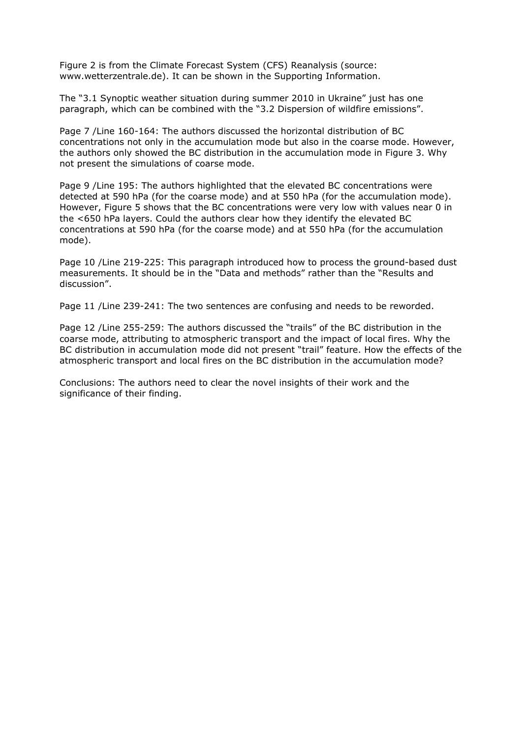Figure 2 is from the Climate Forecast System (CFS) Reanalysis (source: www.wetterzentrale.de). It can be shown in the Supporting Information.

The "3.1 Synoptic weather situation during summer 2010 in Ukraine" just has one paragraph, which can be combined with the "3.2 Dispersion of wildfire emissions".

Page 7 /Line 160-164: The authors discussed the horizontal distribution of BC concentrations not only in the accumulation mode but also in the coarse mode. However, the authors only showed the BC distribution in the accumulation mode in Figure 3. Why not present the simulations of coarse mode.

Page 9 /Line 195: The authors highlighted that the elevated BC concentrations were detected at 590 hPa (for the coarse mode) and at 550 hPa (for the accumulation mode). However, Figure 5 shows that the BC concentrations were very low with values near 0 in the <650 hPa layers. Could the authors clear how they identify the elevated BC concentrations at 590 hPa (for the coarse mode) and at 550 hPa (for the accumulation mode).

Page 10 /Line 219-225: This paragraph introduced how to process the ground-based dust measurements. It should be in the "Data and methods" rather than the "Results and discussion".

Page 11 /Line 239-241: The two sentences are confusing and needs to be reworded.

Page 12 /Line 255-259: The authors discussed the "trails" of the BC distribution in the coarse mode, attributing to atmospheric transport and the impact of local fires. Why the BC distribution in accumulation mode did not present "trail" feature. How the effects of the atmospheric transport and local fires on the BC distribution in the accumulation mode?

Conclusions: The authors need to clear the novel insights of their work and the significance of their finding.